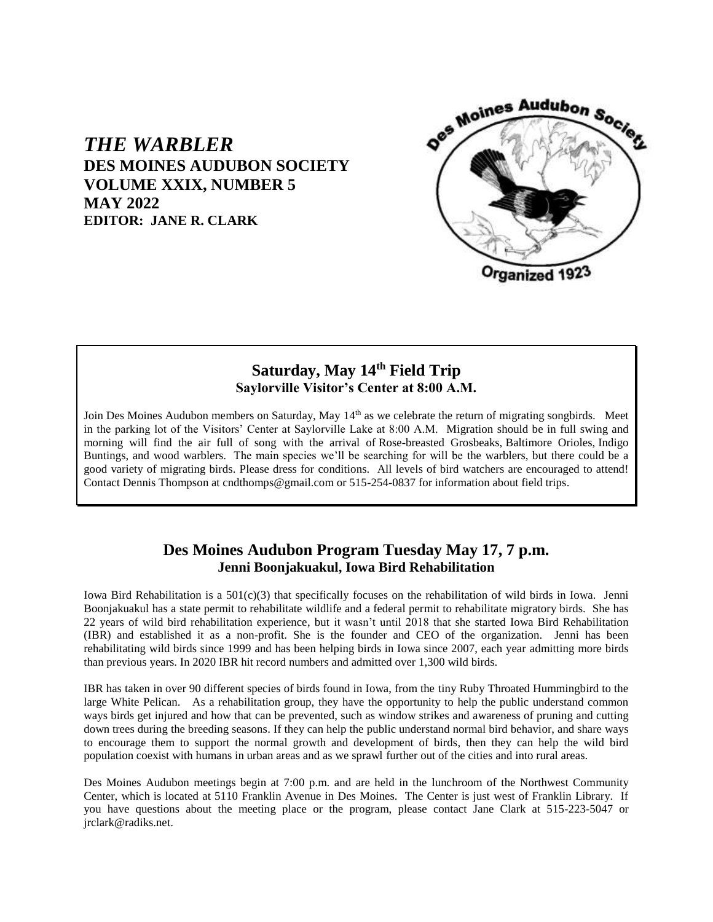# *THE WARBLER*

**DES MOINES AUDUBON SOCIETY**
**VOLUME XXIX, NUMBER 5**
**MAY 2022**
**EDITOR: JANE R. CLARK**

Des Moines Audubon Society

Organized 1923

## Saturday, May 14th Field Trip

### Saylorville Visitor's Center at 8:00 A.M.

Join Des Moines Audubon members on Saturday, May 14th as we celebrate the return of migrating songbirds. Meet in the parking lot of the Visitors' Center at Saylorville Lake at 8:00 A.M. Migration should be in full swing and morning will find the air full of song with the arrival of Rose-breasted Grosbeaks, Baltimore Orioles, Indigo Buntings, and wood warblers. The main species we'll be searching for will be the warblers, but there could be a good variety of migrating birds. Please dress for conditions. All levels of bird watchers are encouraged to attend! Contact Dennis Thompson at cndthomps@gmail.com or 515-254-0837 for information about field trips.

## Des Moines Audubon Program Tuesday May 17, 7 p.m.

### Jenni Boonjakuakul, Iowa Bird Rehabilitation

Iowa Bird Rehabilitation is a 501(c)(3) that specifically focuses on the rehabilitation of wild birds in Iowa. Jenni Boonjakuakul has a state permit to rehabilitate wildlife and a federal permit to rehabilitate migratory birds. She has 22 years of wild bird rehabilitation experience, but it wasn't until 2018 that she started Iowa Bird Rehabilitation (IBR) and established it as a non-profit. She is the founder and CEO of the organization. Jenni has been rehabilitating wild birds since 1999 and has been helping birds in Iowa since 2007, each year admitting more birds than previous years. In 2020 IBR hit record numbers and admitted over 1,300 wild birds.

IBR has taken in over 90 different species of birds found in Iowa, from the tiny Ruby Throated Hummingbird to the large White Pelican. As a rehabilitation group, they have the opportunity to help the public understand common ways birds get injured and how that can be prevented, such as window strikes and awareness of pruning and cutting down trees during the breeding seasons. If they can help the public understand normal bird behavior, and share ways to encourage them to support the normal growth and development of birds, then they can help the wild bird population coexist with humans in urban areas and as we sprawl further out of the cities and into rural areas.

Des Moines Audubon meetings begin at 7:00 p.m. and are held in the lunchroom of the Northwest Community Center, which is located at 5110 Franklin Avenue in Des Moines. The Center is just west of Franklin Library. If you have questions about the meeting place or the program, please contact Jane Clark at 515-223-5047 or jrclark@radiks.net.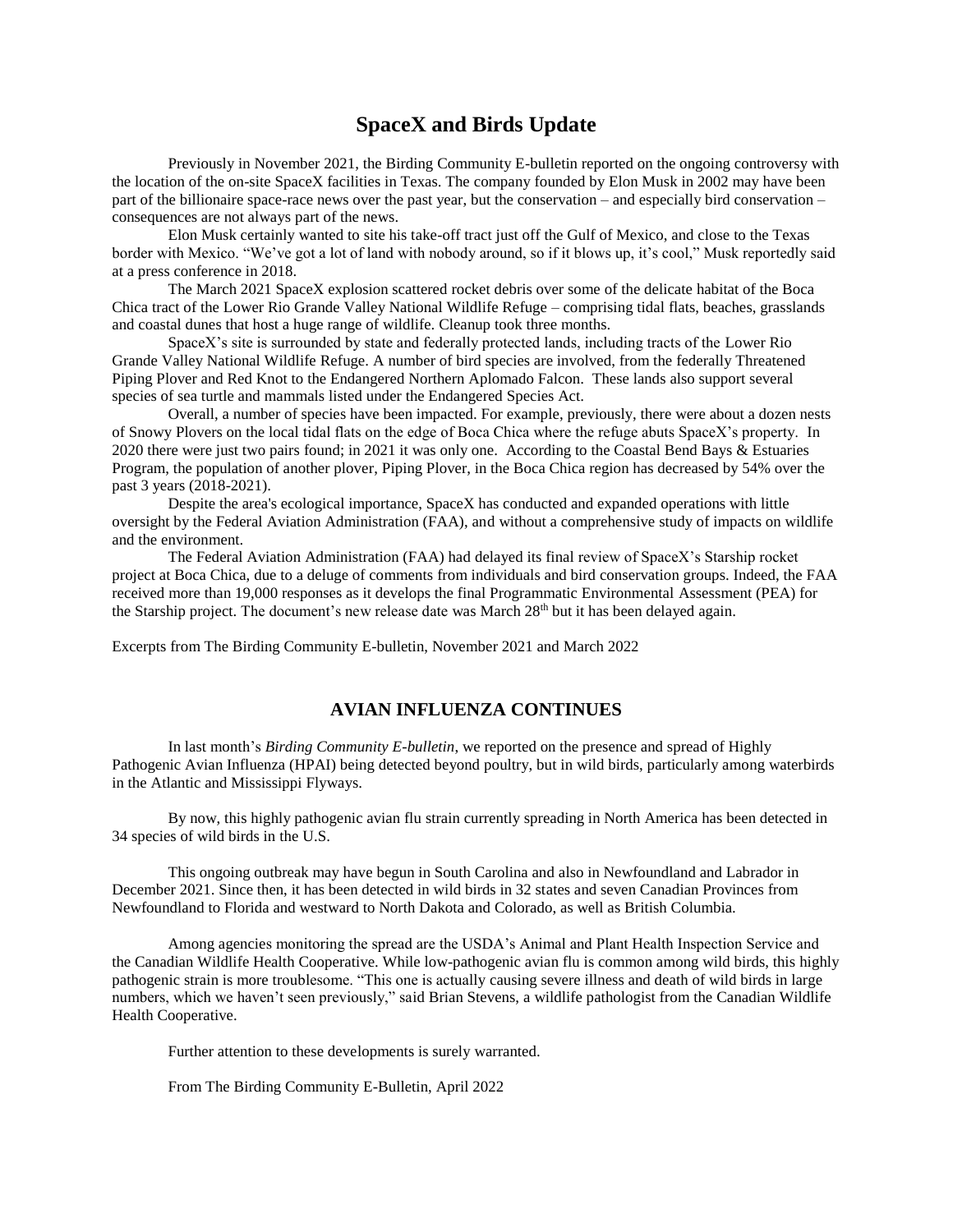## SpaceX and Birds Update

Previously in November 2021, the Birding Community E-bulletin reported on the ongoing controversy with the location of the on-site SpaceX facilities in Texas. The company founded by Elon Musk in 2002 may have been part of the billionaire space-race news over the past year, but the conservation – and especially bird conservation – consequences are not always part of the news.

Elon Musk certainly wanted to site his take-off tract just off the Gulf of Mexico, and close to the Texas border with Mexico. "We've got a lot of land with nobody around, so if it blows up, it's cool," Musk reportedly said at a press conference in 2018.

The March 2021 SpaceX explosion scattered rocket debris over some of the delicate habitat of the Boca Chica tract of the Lower Rio Grande Valley National Wildlife Refuge – comprising tidal flats, beaches, grasslands and coastal dunes that host a huge range of wildlife. Cleanup took three months.

SpaceX's site is surrounded by state and federally protected lands, including tracts of the Lower Rio Grande Valley National Wildlife Refuge. A number of bird species are involved, from the federally Threatened Piping Plover and Red Knot to the Endangered Northern Aplomado Falcon. These lands also support several species of sea turtle and mammals listed under the Endangered Species Act.

Overall, a number of species have been impacted. For example, previously, there were about a dozen nests of Snowy Plovers on the local tidal flats on the edge of Boca Chica where the refuge abuts SpaceX's property. In 2020 there were just two pairs found; in 2021 it was only one. According to the Coastal Bend Bays & Estuaries Program, the population of another plover, Piping Plover, in the Boca Chica region has decreased by 54% over the past 3 years (2018-2021).

Despite the area's ecological importance, SpaceX has conducted and expanded operations with little oversight by the Federal Aviation Administration (FAA), and without a comprehensive study of impacts on wildlife and the environment.

The Federal Aviation Administration (FAA) had delayed its final review of SpaceX's Starship rocket project at Boca Chica, due to a deluge of comments from individuals and bird conservation groups. Indeed, the FAA received more than 19,000 responses as it develops the final Programmatic Environmental Assessment (PEA) for the Starship project. The document's new release date was March 28th but it has been delayed again.

Excerpts from The Birding Community E-bulletin, November 2021 and March 2022

## AVIAN INFLUENZA CONTINUES

In last month's *Birding Community E-bulletin*, we reported on the presence and spread of Highly Pathogenic Avian Influenza (HPAI) being detected beyond poultry, but in wild birds, particularly among waterbirds in the Atlantic and Mississippi Flyways.

By now, this highly pathogenic avian flu strain currently spreading in North America has been detected in 34 species of wild birds in the U.S.

This ongoing outbreak may have begun in South Carolina and also in Newfoundland and Labrador in December 2021. Since then, it has been detected in wild birds in 32 states and seven Canadian Provinces from Newfoundland to Florida and westward to North Dakota and Colorado, as well as British Columbia.

Among agencies monitoring the spread are the USDA's Animal and Plant Health Inspection Service and the Canadian Wildlife Health Cooperative. While low-pathogenic avian flu is common among wild birds, this highly pathogenic strain is more troublesome. "This one is actually causing severe illness and death of wild birds in large numbers, which we haven't seen previously," said Brian Stevens, a wildlife pathologist from the Canadian Wildlife Health Cooperative.

Further attention to these developments is surely warranted.

From The Birding Community E-Bulletin, April 2022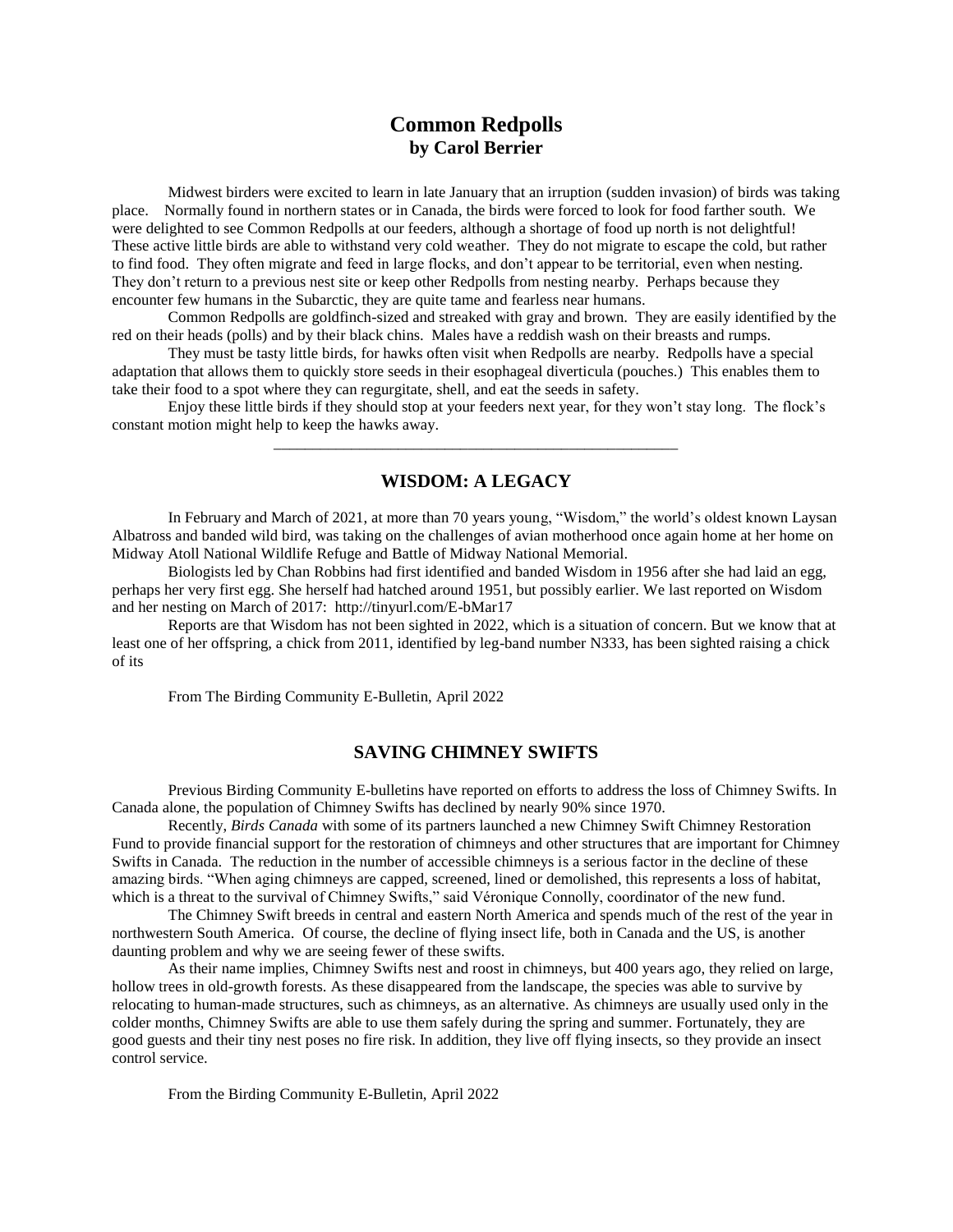# Common Redpolls

**by Carol Berrier**

Midwest birders were excited to learn in late January that an irruption (sudden invasion) of birds was taking place. Normally found in northern states or in Canada, the birds were forced to look for food farther south. We were delighted to see Common Redpolls at our feeders, although a shortage of food up north is not delightful! These active little birds are able to withstand very cold weather. They do not migrate to escape the cold, but rather to find food. They often migrate and feed in large flocks, and don't appear to be territorial, even when nesting. They don't return to a previous nest site or keep other Redpolls from nesting nearby. Perhaps because they encounter few humans in the Subarctic, they are quite tame and fearless near humans.

Common Redpolls are goldfinch-sized and streaked with gray and brown. They are easily identified by the red on their heads (polls) and by their black chins. Males have a reddish wash on their breasts and rumps.

They must be tasty little birds, for hawks often visit when Redpolls are nearby. Redpolls have a special adaptation that allows them to quickly store seeds in their esophageal diverticula (pouches.) This enables them to take their food to a spot where they can regurgitate, shell, and eat the seeds in safety.

Enjoy these little birds if they should stop at your feeders next year, for they won't stay long. The flock's constant motion might help to keep the hawks away.

---

## WISDOM: A LEGACY

In February and March of 2021, at more than 70 years young, "Wisdom," the world's oldest known Laysan Albatross and banded wild bird, was taking on the challenges of avian motherhood once again home at her home on Midway Atoll National Wildlife Refuge and Battle of Midway National Memorial.

Biologists led by Chan Robbins had first identified and banded Wisdom in 1956 after she had laid an egg, perhaps her very first egg. She herself had hatched around 1951, but possibly earlier. We last reported on Wisdom and her nesting on March of 2017: http://tinyurl.com/E-bMar17

Reports are that Wisdom has not been sighted in 2022, which is a situation of concern. But we know that at least one of her offspring, a chick from 2011, identified by leg-band number N333, has been sighted raising a chick of its

From The Birding Community E-Bulletin, April 2022

## SAVING CHIMNEY SWIFTS

Previous Birding Community E-bulletins have reported on efforts to address the loss of Chimney Swifts. In Canada alone, the population of Chimney Swifts has declined by nearly 90% since 1970.

Recently, *Birds Canada* with some of its partners launched a new Chimney Swift Chimney Restoration Fund to provide financial support for the restoration of chimneys and other structures that are important for Chimney Swifts in Canada. The reduction in the number of accessible chimneys is a serious factor in the decline of these amazing birds. "When aging chimneys are capped, screened, lined or demolished, this represents a loss of habitat, which is a threat to the survival of Chimney Swifts," said Véronique Connolly, coordinator of the new fund.

The Chimney Swift breeds in central and eastern North America and spends much of the rest of the year in northwestern South America. Of course, the decline of flying insect life, both in Canada and the US, is another daunting problem and why we are seeing fewer of these swifts.

As their name implies, Chimney Swifts nest and roost in chimneys, but 400 years ago, they relied on large, hollow trees in old-growth forests. As these disappeared from the landscape, the species was able to survive by relocating to human-made structures, such as chimneys, as an alternative. As chimneys are usually used only in the colder months, Chimney Swifts are able to use them safely during the spring and summer. Fortunately, they are good guests and their tiny nest poses no fire risk. In addition, they live off flying insects, so they provide an insect control service.

From the Birding Community E-Bulletin, April 2022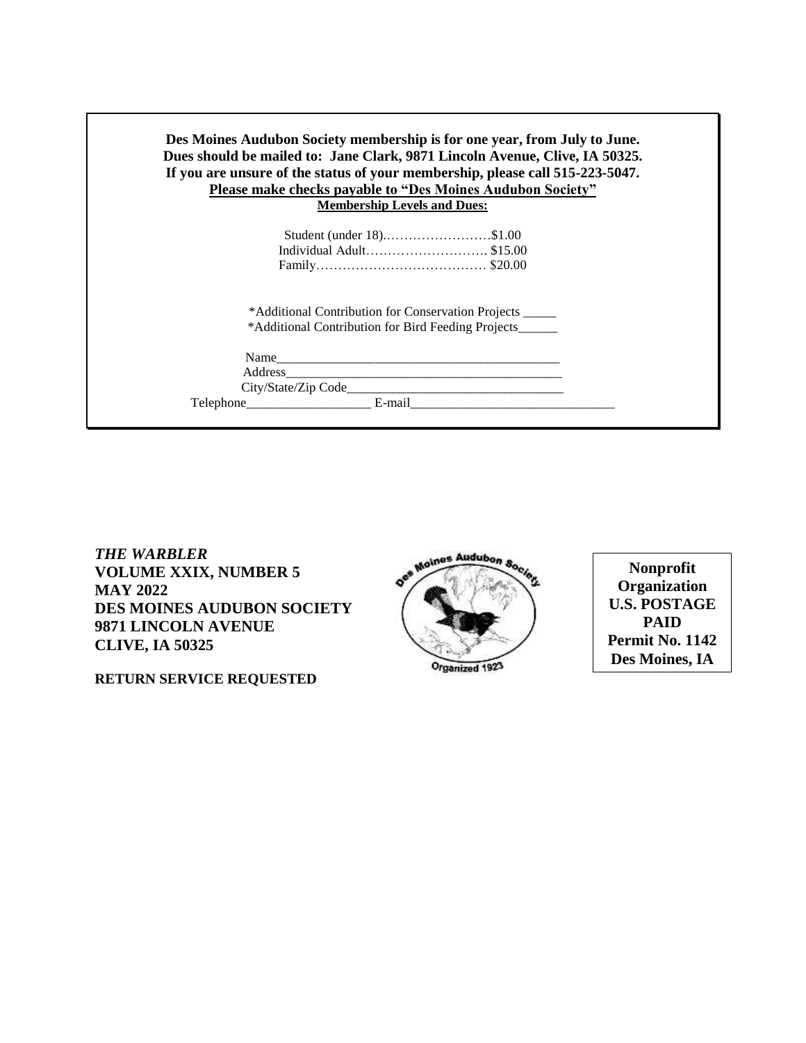**Des Moines Audubon Society membership is for one year, from July to June.**
**Dues should be mailed to: Jane Clark, 9871 Lincoln Avenue, Clive, IA 50325.**
**If you are unsure of the status of your membership, please call 515-223-5047.**
**Please make checks payable to "Des Moines Audubon Society"**

**Membership Levels and Dues:**

Student (under 18)……………………$1.00
Individual Adult………………………. $15.00
Family………………………………… $20.00

*Additional Contribution for Conservation Projects _____
*Additional Contribution for Bird Feeding Projects______

Name_____________________________________________
Address___________________________________________
City/State/Zip Code__________________________________
Telephone___________________ E-mail________________________________

***THE WARBLER***
**VOLUME XXIX, NUMBER 5**
**MAY 2022**
**DES MOINES AUDUBON SOCIETY**
**9871 LINCOLN AVENUE**
**CLIVE, IA 50325**

**RETURN SERVICE REQUESTED**

Des Moines Audubon Society
Organized 1923

**Nonprofit Organization**
**U.S. POSTAGE PAID**
**Permit No. 1142**
**Des Moines, IA**